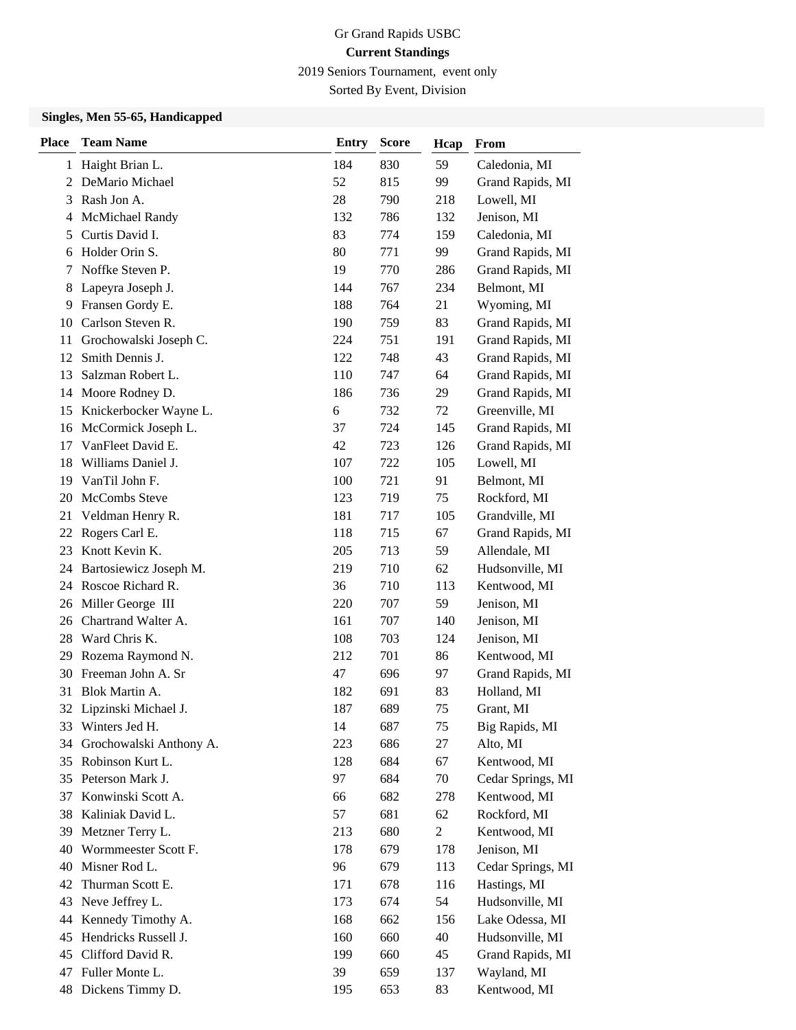Gr Grand Rapids USBC

**Current Standings**

2019 Seniors Tournament, event only

Sorted By Event, Division

### Singles, Men 55-65, Handicapped

| Place | Team Name | Entry | Score | Hcap | From |
|---|---|---|---|---|---|
| 1 | Haight Brian L. | 184 | 830 | 59 | Caledonia, MI |
| 2 | DeMario Michael | 52 | 815 | 99 | Grand Rapids, MI |
| 3 | Rash Jon A. | 28 | 790 | 218 | Lowell, MI |
| 4 | McMichael Randy | 132 | 786 | 132 | Jenison, MI |
| 5 | Curtis David I. | 83 | 774 | 159 | Caledonia, MI |
| 6 | Holder Orin S. | 80 | 771 | 99 | Grand Rapids, MI |
| 7 | Noffke Steven P. | 19 | 770 | 286 | Grand Rapids, MI |
| 8 | Lapeyra Joseph J. | 144 | 767 | 234 | Belmont, MI |
| 9 | Fransen Gordy E. | 188 | 764 | 21 | Wyoming, MI |
| 10 | Carlson Steven R. | 190 | 759 | 83 | Grand Rapids, MI |
| 11 | Grochowalski Joseph C. | 224 | 751 | 191 | Grand Rapids, MI |
| 12 | Smith Dennis J. | 122 | 748 | 43 | Grand Rapids, MI |
| 13 | Salzman Robert L. | 110 | 747 | 64 | Grand Rapids, MI |
| 14 | Moore Rodney D. | 186 | 736 | 29 | Grand Rapids, MI |
| 15 | Knickerbocker Wayne L. | 6 | 732 | 72 | Greenville, MI |
| 16 | McCormick Joseph L. | 37 | 724 | 145 | Grand Rapids, MI |
| 17 | VanFleet David E. | 42 | 723 | 126 | Grand Rapids, MI |
| 18 | Williams Daniel J. | 107 | 722 | 105 | Lowell, MI |
| 19 | VanTil John F. | 100 | 721 | 91 | Belmont, MI |
| 20 | McCombs Steve | 123 | 719 | 75 | Rockford, MI |
| 21 | Veldman Henry R. | 181 | 717 | 105 | Grandville, MI |
| 22 | Rogers Carl E. | 118 | 715 | 67 | Grand Rapids, MI |
| 23 | Knott Kevin K. | 205 | 713 | 59 | Allendale, MI |
| 24 | Bartosiewicz Joseph M. | 219 | 710 | 62 | Hudsonville, MI |
| 24 | Roscoe Richard R. | 36 | 710 | 113 | Kentwood, MI |
| 26 | Miller George III | 220 | 707 | 59 | Jenison, MI |
| 26 | Chartrand Walter A. | 161 | 707 | 140 | Jenison, MI |
| 28 | Ward Chris K. | 108 | 703 | 124 | Jenison, MI |
| 29 | Rozema Raymond N. | 212 | 701 | 86 | Kentwood, MI |
| 30 | Freeman John A. Sr | 47 | 696 | 97 | Grand Rapids, MI |
| 31 | Blok Martin A. | 182 | 691 | 83 | Holland, MI |
| 32 | Lipzinski Michael J. | 187 | 689 | 75 | Grant, MI |
| 33 | Winters Jed H. | 14 | 687 | 75 | Big Rapids, MI |
| 34 | Grochowalski Anthony A. | 223 | 686 | 27 | Alto, MI |
| 35 | Robinson Kurt L. | 128 | 684 | 67 | Kentwood, MI |
| 35 | Peterson Mark J. | 97 | 684 | 70 | Cedar Springs, MI |
| 37 | Konwinski Scott A. | 66 | 682 | 278 | Kentwood, MI |
| 38 | Kaliniak David L. | 57 | 681 | 62 | Rockford, MI |
| 39 | Metzner Terry L. | 213 | 680 | 2 | Kentwood, MI |
| 40 | Wormmeester Scott F. | 178 | 679 | 178 | Jenison, MI |
| 40 | Misner Rod L. | 96 | 679 | 113 | Cedar Springs, MI |
| 42 | Thurman Scott E. | 171 | 678 | 116 | Hastings, MI |
| 43 | Neve Jeffrey L. | 173 | 674 | 54 | Hudsonville, MI |
| 44 | Kennedy Timothy A. | 168 | 662 | 156 | Lake Odessa, MI |
| 45 | Hendricks Russell J. | 160 | 660 | 40 | Hudsonville, MI |
| 45 | Clifford David R. | 199 | 660 | 45 | Grand Rapids, MI |
| 47 | Fuller Monte L. | 39 | 659 | 137 | Wayland, MI |
| 48 | Dickens Timmy D. | 195 | 653 | 83 | Kentwood, MI |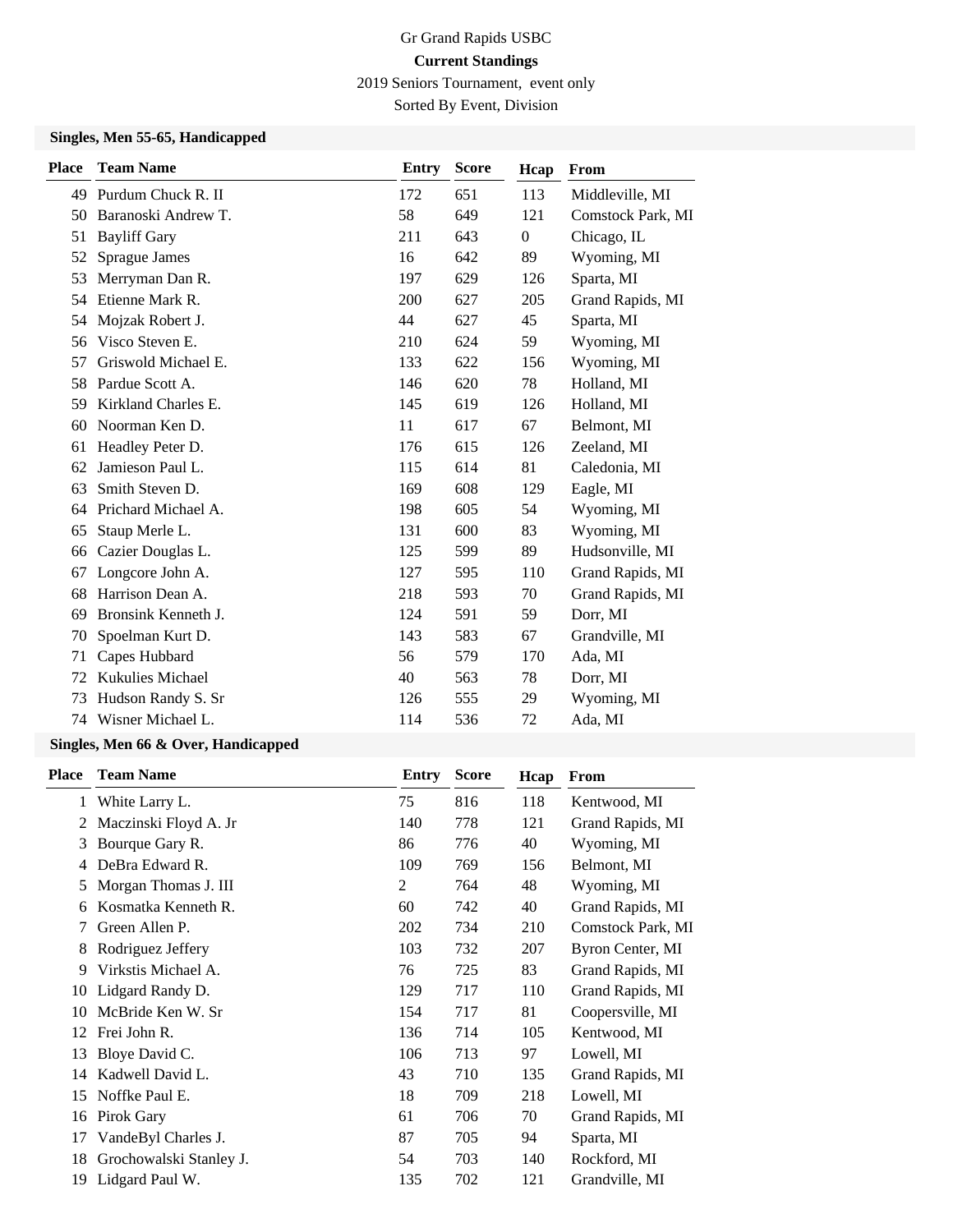Gr Grand Rapids USBC

**Current Standings**

2019 Seniors Tournament, event only

Sorted By Event, Division

### Singles, Men 55-65, Handicapped

| Place | Team Name | Entry | Score | Hcap | From |
|---|---|---|---|---|---|
| 49 | Purdum Chuck R. II | 172 | 651 | 113 | Middleville, MI |
| 50 | Baranoski Andrew T. | 58 | 649 | 121 | Comstock Park, MI |
| 51 | Bayliff Gary | 211 | 643 | 0 | Chicago, IL |
| 52 | Sprague James | 16 | 642 | 89 | Wyoming, MI |
| 53 | Merryman Dan R. | 197 | 629 | 126 | Sparta, MI |
| 54 | Etienne Mark R. | 200 | 627 | 205 | Grand Rapids, MI |
| 54 | Mojzak Robert J. | 44 | 627 | 45 | Sparta, MI |
| 56 | Visco Steven E. | 210 | 624 | 59 | Wyoming, MI |
| 57 | Griswold Michael E. | 133 | 622 | 156 | Wyoming, MI |
| 58 | Pardue Scott A. | 146 | 620 | 78 | Holland, MI |
| 59 | Kirkland Charles E. | 145 | 619 | 126 | Holland, MI |
| 60 | Noorman Ken D. | 11 | 617 | 67 | Belmont, MI |
| 61 | Headley Peter D. | 176 | 615 | 126 | Zeeland, MI |
| 62 | Jamieson Paul L. | 115 | 614 | 81 | Caledonia, MI |
| 63 | Smith Steven D. | 169 | 608 | 129 | Eagle, MI |
| 64 | Prichard Michael A. | 198 | 605 | 54 | Wyoming, MI |
| 65 | Staup Merle L. | 131 | 600 | 83 | Wyoming, MI |
| 66 | Cazier Douglas L. | 125 | 599 | 89 | Hudsonville, MI |
| 67 | Longcore John A. | 127 | 595 | 110 | Grand Rapids, MI |
| 68 | Harrison Dean A. | 218 | 593 | 70 | Grand Rapids, MI |
| 69 | Bronsink Kenneth J. | 124 | 591 | 59 | Dorr, MI |
| 70 | Spoelman Kurt D. | 143 | 583 | 67 | Grandville, MI |
| 71 | Capes Hubbard | 56 | 579 | 170 | Ada, MI |
| 72 | Kukulies Michael | 40 | 563 | 78 | Dorr, MI |
| 73 | Hudson Randy S. Sr | 126 | 555 | 29 | Wyoming, MI |
| 74 | Wisner Michael L. | 114 | 536 | 72 | Ada, MI |

### Singles, Men 66 & Over, Handicapped

| Place | Team Name | Entry | Score | Hcap | From |
|---|---|---|---|---|---|
| 1 | White Larry L. | 75 | 816 | 118 | Kentwood, MI |
| 2 | Maczinski Floyd A. Jr | 140 | 778 | 121 | Grand Rapids, MI |
| 3 | Bourque Gary R. | 86 | 776 | 40 | Wyoming, MI |
| 4 | DeBra Edward R. | 109 | 769 | 156 | Belmont, MI |
| 5 | Morgan Thomas J. III | 2 | 764 | 48 | Wyoming, MI |
| 6 | Kosmatka Kenneth R. | 60 | 742 | 40 | Grand Rapids, MI |
| 7 | Green Allen P. | 202 | 734 | 210 | Comstock Park, MI |
| 8 | Rodriguez Jeffery | 103 | 732 | 207 | Byron Center, MI |
| 9 | Virkstis Michael A. | 76 | 725 | 83 | Grand Rapids, MI |
| 10 | Lidgard Randy D. | 129 | 717 | 110 | Grand Rapids, MI |
| 10 | McBride Ken W. Sr | 154 | 717 | 81 | Coopersville, MI |
| 12 | Frei John R. | 136 | 714 | 105 | Kentwood, MI |
| 13 | Bloye David C. | 106 | 713 | 97 | Lowell, MI |
| 14 | Kadwell David L. | 43 | 710 | 135 | Grand Rapids, MI |
| 15 | Noffke Paul E. | 18 | 709 | 218 | Lowell, MI |
| 16 | Pirok Gary | 61 | 706 | 70 | Grand Rapids, MI |
| 17 | VandeByl Charles J. | 87 | 705 | 94 | Sparta, MI |
| 18 | Grochowalski Stanley J. | 54 | 703 | 140 | Rockford, MI |
| 19 | Lidgard Paul W. | 135 | 702 | 121 | Grandville, MI |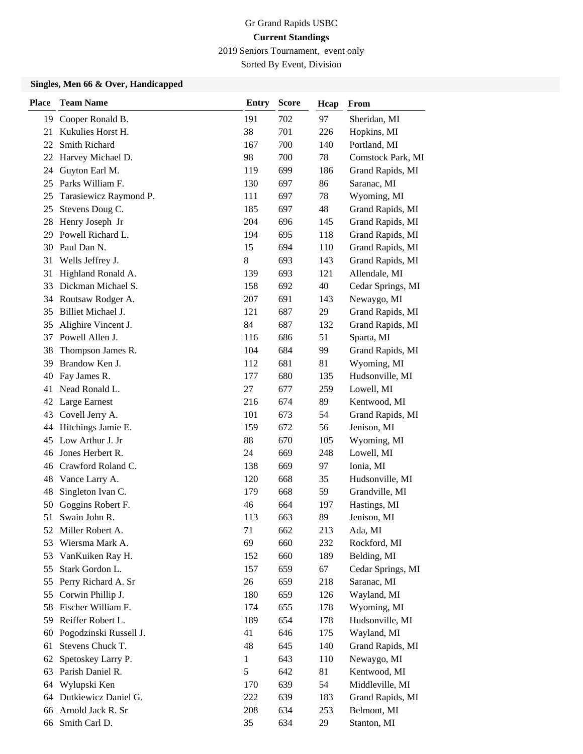Gr Grand Rapids USBC

**Current Standings**

2019 Seniors Tournament, event only

Sorted By Event, Division

### Singles, Men 66 & Over, Handicapped

| Place | Team Name | Entry | Score | Hcap | From |
|---|---|---|---|---|---|
| 19 | Cooper Ronald B. | 191 | 702 | 97 | Sheridan, MI |
| 21 | Kukulies Horst H. | 38 | 701 | 226 | Hopkins, MI |
| 22 | Smith Richard | 167 | 700 | 140 | Portland, MI |
| 22 | Harvey Michael D. | 98 | 700 | 78 | Comstock Park, MI |
| 24 | Guyton Earl M. | 119 | 699 | 186 | Grand Rapids, MI |
| 25 | Parks William F. | 130 | 697 | 86 | Saranac, MI |
| 25 | Tarasiewicz Raymond P. | 111 | 697 | 78 | Wyoming, MI |
| 25 | Stevens Doug C. | 185 | 697 | 48 | Grand Rapids, MI |
| 28 | Henry Joseph Jr | 204 | 696 | 145 | Grand Rapids, MI |
| 29 | Powell Richard L. | 194 | 695 | 118 | Grand Rapids, MI |
| 30 | Paul Dan N. | 15 | 694 | 110 | Grand Rapids, MI |
| 31 | Wells Jeffrey J. | 8 | 693 | 143 | Grand Rapids, MI |
| 31 | Highland Ronald A. | 139 | 693 | 121 | Allendale, MI |
| 33 | Dickman Michael S. | 158 | 692 | 40 | Cedar Springs, MI |
| 34 | Routsaw Rodger A. | 207 | 691 | 143 | Newaygo, MI |
| 35 | Billiet Michael J. | 121 | 687 | 29 | Grand Rapids, MI |
| 35 | Alighire Vincent J. | 84 | 687 | 132 | Grand Rapids, MI |
| 37 | Powell Allen J. | 116 | 686 | 51 | Sparta, MI |
| 38 | Thompson James R. | 104 | 684 | 99 | Grand Rapids, MI |
| 39 | Brandow Ken J. | 112 | 681 | 81 | Wyoming, MI |
| 40 | Fay James R. | 177 | 680 | 135 | Hudsonville, MI |
| 41 | Nead Ronald L. | 27 | 677 | 259 | Lowell, MI |
| 42 | Large Earnest | 216 | 674 | 89 | Kentwood, MI |
| 43 | Covell Jerry A. | 101 | 673 | 54 | Grand Rapids, MI |
| 44 | Hitchings Jamie E. | 159 | 672 | 56 | Jenison, MI |
| 45 | Low Arthur J. Jr | 88 | 670 | 105 | Wyoming, MI |
| 46 | Jones Herbert R. | 24 | 669 | 248 | Lowell, MI |
| 46 | Crawford Roland C. | 138 | 669 | 97 | Ionia, MI |
| 48 | Vance Larry A. | 120 | 668 | 35 | Hudsonville, MI |
| 48 | Singleton Ivan C. | 179 | 668 | 59 | Grandville, MI |
| 50 | Goggins Robert F. | 46 | 664 | 197 | Hastings, MI |
| 51 | Swain John R. | 113 | 663 | 89 | Jenison, MI |
| 52 | Miller Robert A. | 71 | 662 | 213 | Ada, MI |
| 53 | Wiersma Mark A. | 69 | 660 | 232 | Rockford, MI |
| 53 | VanKuiken Ray H. | 152 | 660 | 189 | Belding, MI |
| 55 | Stark Gordon L. | 157 | 659 | 67 | Cedar Springs, MI |
| 55 | Perry Richard A. Sr | 26 | 659 | 218 | Saranac, MI |
| 55 | Corwin Phillip J. | 180 | 659 | 126 | Wayland, MI |
| 58 | Fischer William F. | 174 | 655 | 178 | Wyoming, MI |
| 59 | Reiffer Robert L. | 189 | 654 | 178 | Hudsonville, MI |
| 60 | Pogodzinski Russell J. | 41 | 646 | 175 | Wayland, MI |
| 61 | Stevens Chuck T. | 48 | 645 | 140 | Grand Rapids, MI |
| 62 | Spetoskey Larry P. | 1 | 643 | 110 | Newaygo, MI |
| 63 | Parish Daniel R. | 5 | 642 | 81 | Kentwood, MI |
| 64 | Wylupski Ken | 170 | 639 | 54 | Middleville, MI |
| 64 | Dutkiewicz Daniel G. | 222 | 639 | 183 | Grand Rapids, MI |
| 66 | Arnold Jack R. Sr | 208 | 634 | 253 | Belmont, MI |
| 66 | Smith Carl D. | 35 | 634 | 29 | Stanton, MI |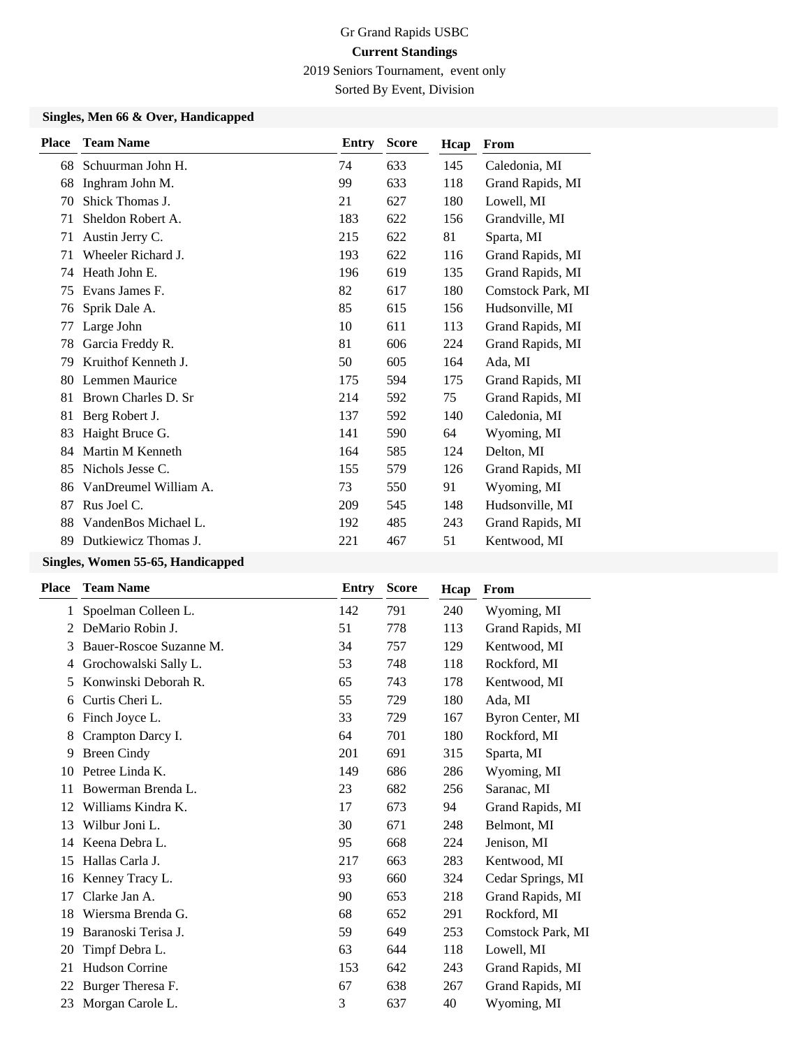Gr Grand Rapids USBC

**Current Standings**

2019 Seniors Tournament, event only

Sorted By Event, Division

### Singles, Men 66 & Over, Handicapped

| Place | Team Name | Entry | Score | Hcap | From |
|---|---|---|---|---|---|
| 68 | Schuurman John H. | 74 | 633 | 145 | Caledonia, MI |
| 68 | Inghram John M. | 99 | 633 | 118 | Grand Rapids, MI |
| 70 | Shick Thomas J. | 21 | 627 | 180 | Lowell, MI |
| 71 | Sheldon Robert A. | 183 | 622 | 156 | Grandville, MI |
| 71 | Austin Jerry C. | 215 | 622 | 81 | Sparta, MI |
| 71 | Wheeler Richard J. | 193 | 622 | 116 | Grand Rapids, MI |
| 74 | Heath John E. | 196 | 619 | 135 | Grand Rapids, MI |
| 75 | Evans James F. | 82 | 617 | 180 | Comstock Park, MI |
| 76 | Sprik Dale A. | 85 | 615 | 156 | Hudsonville, MI |
| 77 | Large John | 10 | 611 | 113 | Grand Rapids, MI |
| 78 | Garcia Freddy R. | 81 | 606 | 224 | Grand Rapids, MI |
| 79 | Kruithof Kenneth J. | 50 | 605 | 164 | Ada, MI |
| 80 | Lemmen Maurice | 175 | 594 | 175 | Grand Rapids, MI |
| 81 | Brown Charles D. Sr | 214 | 592 | 75 | Grand Rapids, MI |
| 81 | Berg Robert J. | 137 | 592 | 140 | Caledonia, MI |
| 83 | Haight Bruce G. | 141 | 590 | 64 | Wyoming, MI |
| 84 | Martin M Kenneth | 164 | 585 | 124 | Delton, MI |
| 85 | Nichols Jesse C. | 155 | 579 | 126 | Grand Rapids, MI |
| 86 | VanDreumel William A. | 73 | 550 | 91 | Wyoming, MI |
| 87 | Rus Joel C. | 209 | 545 | 148 | Hudsonville, MI |
| 88 | VandenBos Michael L. | 192 | 485 | 243 | Grand Rapids, MI |
| 89 | Dutkiewicz Thomas J. | 221 | 467 | 51 | Kentwood, MI |

### Singles, Women 55-65, Handicapped

| Place | Team Name | Entry | Score | Hcap | From |
|---|---|---|---|---|---|
| 1 | Spoelman Colleen L. | 142 | 791 | 240 | Wyoming, MI |
| 2 | DeMario Robin J. | 51 | 778 | 113 | Grand Rapids, MI |
| 3 | Bauer-Roscoe Suzanne M. | 34 | 757 | 129 | Kentwood, MI |
| 4 | Grochowalski Sally L. | 53 | 748 | 118 | Rockford, MI |
| 5 | Konwinski Deborah R. | 65 | 743 | 178 | Kentwood, MI |
| 6 | Curtis Cheri L. | 55 | 729 | 180 | Ada, MI |
| 6 | Finch Joyce L. | 33 | 729 | 167 | Byron Center, MI |
| 8 | Crampton Darcy I. | 64 | 701 | 180 | Rockford, MI |
| 9 | Breen Cindy | 201 | 691 | 315 | Sparta, MI |
| 10 | Petree Linda K. | 149 | 686 | 286 | Wyoming, MI |
| 11 | Bowerman Brenda L. | 23 | 682 | 256 | Saranac, MI |
| 12 | Williams Kindra K. | 17 | 673 | 94 | Grand Rapids, MI |
| 13 | Wilbur Joni L. | 30 | 671 | 248 | Belmont, MI |
| 14 | Keena Debra L. | 95 | 668 | 224 | Jenison, MI |
| 15 | Hallas Carla J. | 217 | 663 | 283 | Kentwood, MI |
| 16 | Kenney Tracy L. | 93 | 660 | 324 | Cedar Springs, MI |
| 17 | Clarke Jan A. | 90 | 653 | 218 | Grand Rapids, MI |
| 18 | Wiersma Brenda G. | 68 | 652 | 291 | Rockford, MI |
| 19 | Baranoski Terisa J. | 59 | 649 | 253 | Comstock Park, MI |
| 20 | Timpf Debra L. | 63 | 644 | 118 | Lowell, MI |
| 21 | Hudson Corrine | 153 | 642 | 243 | Grand Rapids, MI |
| 22 | Burger Theresa F. | 67 | 638 | 267 | Grand Rapids, MI |
| 23 | Morgan Carole L. | 3 | 637 | 40 | Wyoming, MI |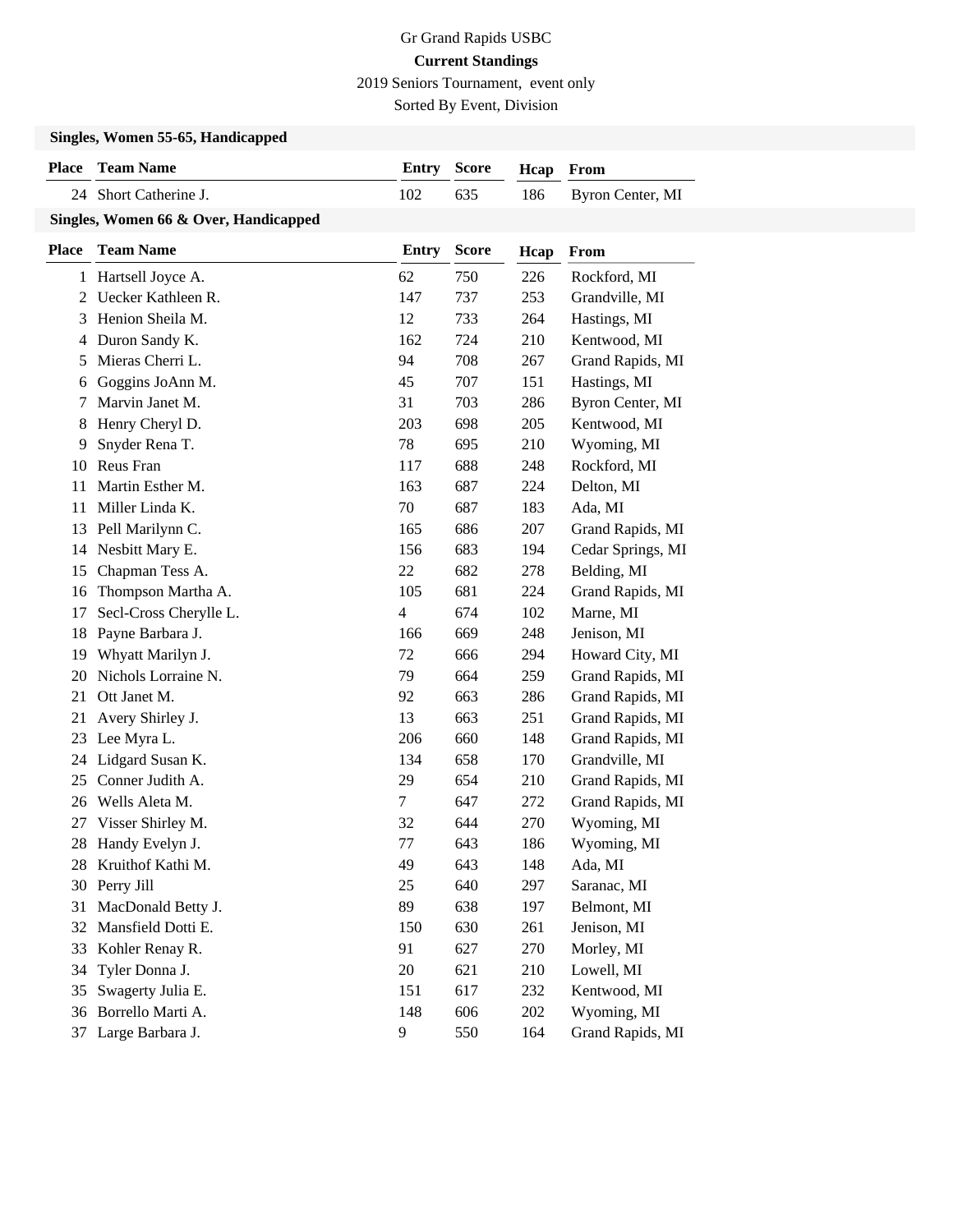Gr Grand Rapids USBC

**Current Standings**

2019 Seniors Tournament, event only

Sorted By Event, Division

### Singles, Women 55-65, Handicapped

| Place | Team Name | Entry | Score | Hcap | From |
|---|---|---|---|---|---|
| 24 | Short Catherine J. | 102 | 635 | 186 | Byron Center, MI |

### Singles, Women 66 & Over, Handicapped

| Place | Team Name | Entry | Score | Hcap | From |
|---|---|---|---|---|---|
| 1 | Hartsell Joyce A. | 62 | 750 | 226 | Rockford, MI |
| 2 | Uecker Kathleen R. | 147 | 737 | 253 | Grandville, MI |
| 3 | Henion Sheila M. | 12 | 733 | 264 | Hastings, MI |
| 4 | Duron Sandy K. | 162 | 724 | 210 | Kentwood, MI |
| 5 | Mieras Cherri L. | 94 | 708 | 267 | Grand Rapids, MI |
| 6 | Goggins JoAnn M. | 45 | 707 | 151 | Hastings, MI |
| 7 | Marvin Janet M. | 31 | 703 | 286 | Byron Center, MI |
| 8 | Henry Cheryl D. | 203 | 698 | 205 | Kentwood, MI |
| 9 | Snyder Rena T. | 78 | 695 | 210 | Wyoming, MI |
| 10 | Reus Fran | 117 | 688 | 248 | Rockford, MI |
| 11 | Martin Esther M. | 163 | 687 | 224 | Delton, MI |
| 11 | Miller Linda K. | 70 | 687 | 183 | Ada, MI |
| 13 | Pell Marilynn C. | 165 | 686 | 207 | Grand Rapids, MI |
| 14 | Nesbitt Mary E. | 156 | 683 | 194 | Cedar Springs, MI |
| 15 | Chapman Tess A. | 22 | 682 | 278 | Belding, MI |
| 16 | Thompson Martha A. | 105 | 681 | 224 | Grand Rapids, MI |
| 17 | Secl-Cross Cherylle L. | 4 | 674 | 102 | Marne, MI |
| 18 | Payne Barbara J. | 166 | 669 | 248 | Jenison, MI |
| 19 | Whyatt Marilyn J. | 72 | 666 | 294 | Howard City, MI |
| 20 | Nichols Lorraine N. | 79 | 664 | 259 | Grand Rapids, MI |
| 21 | Ott Janet M. | 92 | 663 | 286 | Grand Rapids, MI |
| 21 | Avery Shirley J. | 13 | 663 | 251 | Grand Rapids, MI |
| 23 | Lee Myra L. | 206 | 660 | 148 | Grand Rapids, MI |
| 24 | Lidgard Susan K. | 134 | 658 | 170 | Grandville, MI |
| 25 | Conner Judith A. | 29 | 654 | 210 | Grand Rapids, MI |
| 26 | Wells Aleta M. | 7 | 647 | 272 | Grand Rapids, MI |
| 27 | Visser Shirley M. | 32 | 644 | 270 | Wyoming, MI |
| 28 | Handy Evelyn J. | 77 | 643 | 186 | Wyoming, MI |
| 28 | Kruithof Kathi M. | 49 | 643 | 148 | Ada, MI |
| 30 | Perry Jill | 25 | 640 | 297 | Saranac, MI |
| 31 | MacDonald Betty J. | 89 | 638 | 197 | Belmont, MI |
| 32 | Mansfield Dotti E. | 150 | 630 | 261 | Jenison, MI |
| 33 | Kohler Renay R. | 91 | 627 | 270 | Morley, MI |
| 34 | Tyler Donna J. | 20 | 621 | 210 | Lowell, MI |
| 35 | Swagerty Julia E. | 151 | 617 | 232 | Kentwood, MI |
| 36 | Borrello Marti A. | 148 | 606 | 202 | Wyoming, MI |
| 37 | Large Barbara J. | 9 | 550 | 164 | Grand Rapids, MI |